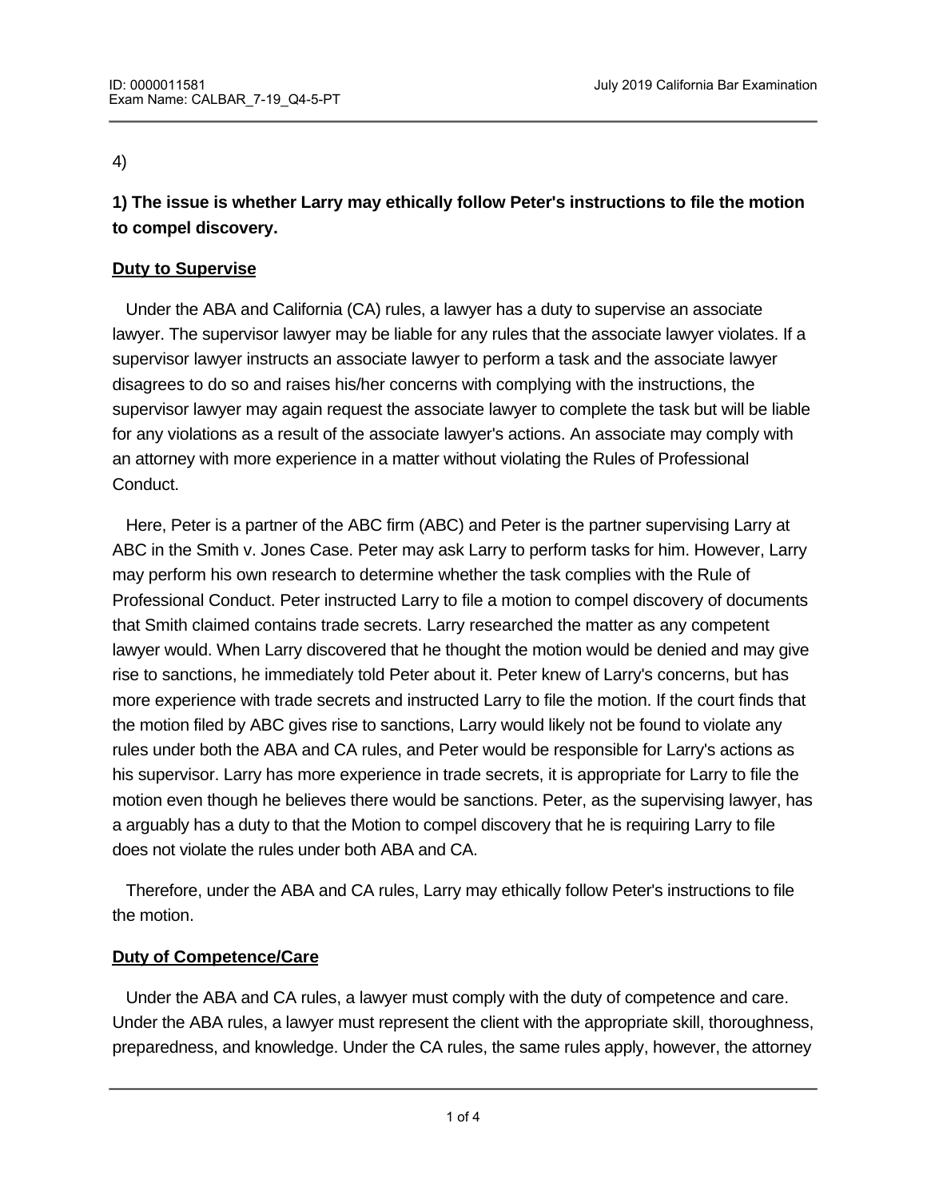4)

**1) The issue is whether Larry may ethically follow Peter's instructions to file the motion to compel discovery.**

**Duty to Supervise**

Under the ABA and California (CA) rules, a lawyer has a duty to supervise an associate lawyer. The supervisor lawyer may be liable for any rules that the associate lawyer violates. If a supervisor lawyer instructs an associate lawyer to perform a task and the associate lawyer disagrees to do so and raises his/her concerns with complying with the instructions, the supervisor lawyer may again request the associate lawyer to complete the task but will be liable for any violations as a result of the associate lawyer's actions. An associate may comply with an attorney with more experience in a matter without violating the Rules of Professional Conduct.

Here, Peter is a partner of the ABC firm (ABC) and Peter is the partner supervising Larry at ABC in the Smith v. Jones Case. Peter may ask Larry to perform tasks for him. However, Larry may perform his own research to determine whether the task complies with the Rule of Professional Conduct. Peter instructed Larry to file a motion to compel discovery of documents that Smith claimed contains trade secrets. Larry researched the matter as any competent lawyer would. When Larry discovered that he thought the motion would be denied and may give rise to sanctions, he immediately told Peter about it. Peter knew of Larry's concerns, but has more experience with trade secrets and instructed Larry to file the motion. If the court finds that the motion filed by ABC gives rise to sanctions, Larry would likely not be found to violate any rules under both the ABA and CA rules, and Peter would be responsible for Larry's actions as his supervisor. Larry has more experience in trade secrets, it is appropriate for Larry to file the motion even though he believes there would be sanctions. Peter, as the supervising lawyer, has a arguably has a duty to that the Motion to compel discovery that he is requiring Larry to file does not violate the rules under both ABA and CA.

Therefore, under the ABA and CA rules, Larry may ethically follow Peter's instructions to file the motion.

**Duty of Competence/Care**

Under the ABA and CA rules, a lawyer must comply with the duty of competence and care. Under the ABA rules, a lawyer must represent the client with the appropriate skill, thoroughness, preparedness, and knowledge. Under the CA rules, the same rules apply, however, the attorney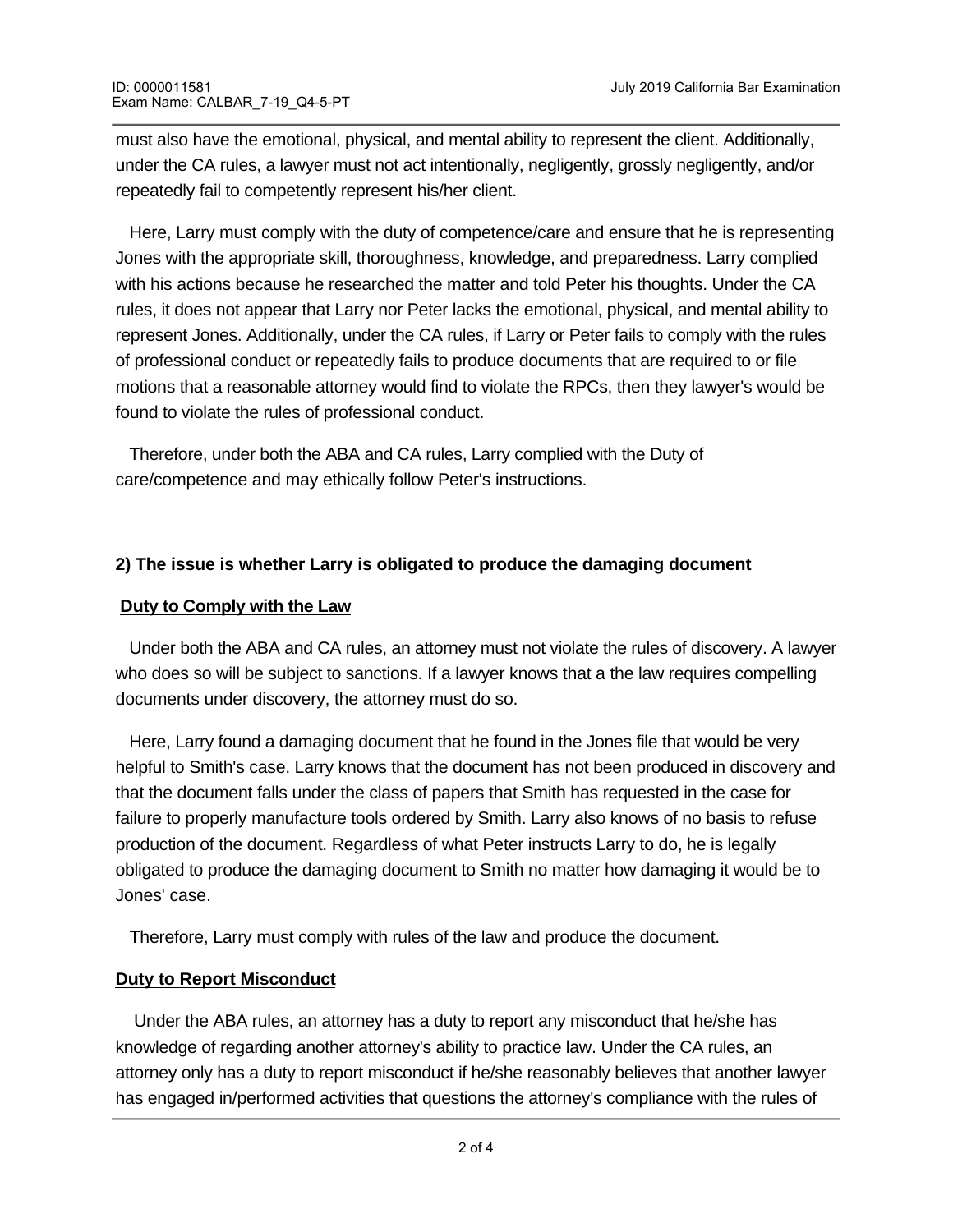must also have the emotional, physical, and mental ability to represent the client. Additionally, under the CA rules, a lawyer must not act intentionally, negligently, grossly negligently, and/or repeatedly fail to competently represent his/her client.

Here, Larry must comply with the duty of competence/care and ensure that he is representing Jones with the appropriate skill, thoroughness, knowledge, and preparedness. Larry complied with his actions because he researched the matter and told Peter his thoughts. Under the CA rules, it does not appear that Larry nor Peter lacks the emotional, physical, and mental ability to represent Jones. Additionally, under the CA rules, if Larry or Peter fails to comply with the rules of professional conduct or repeatedly fails to produce documents that are required to or file motions that a reasonable attorney would find to violate the RPCs, then they lawyer's would be found to violate the rules of professional conduct.

Therefore, under both the ABA and CA rules, Larry complied with the Duty of care/competence and may ethically follow Peter's instructions.

**2) The issue is whether Larry is obligated to produce the damaging document**

**Duty to Comply with the Law**

Under both the ABA and CA rules, an attorney must not violate the rules of discovery. A lawyer who does so will be subject to sanctions. If a lawyer knows that a the law requires compelling documents under discovery, the attorney must do so.

Here, Larry found a damaging document that he found in the Jones file that would be very helpful to Smith's case. Larry knows that the document has not been produced in discovery and that the document falls under the class of papers that Smith has requested in the case for failure to properly manufacture tools ordered by Smith. Larry also knows of no basis to refuse production of the document. Regardless of what Peter instructs Larry to do, he is legally obligated to produce the damaging document to Smith no matter how damaging it would be to Jones' case.

Therefore, Larry must comply with rules of the law and produce the document.

**Duty to Report Misconduct**

Under the ABA rules, an attorney has a duty to report any misconduct that he/she has knowledge of regarding another attorney's ability to practice law. Under the CA rules, an attorney only has a duty to report misconduct if he/she reasonably believes that another lawyer has engaged in/performed activities that questions the attorney's compliance with the rules of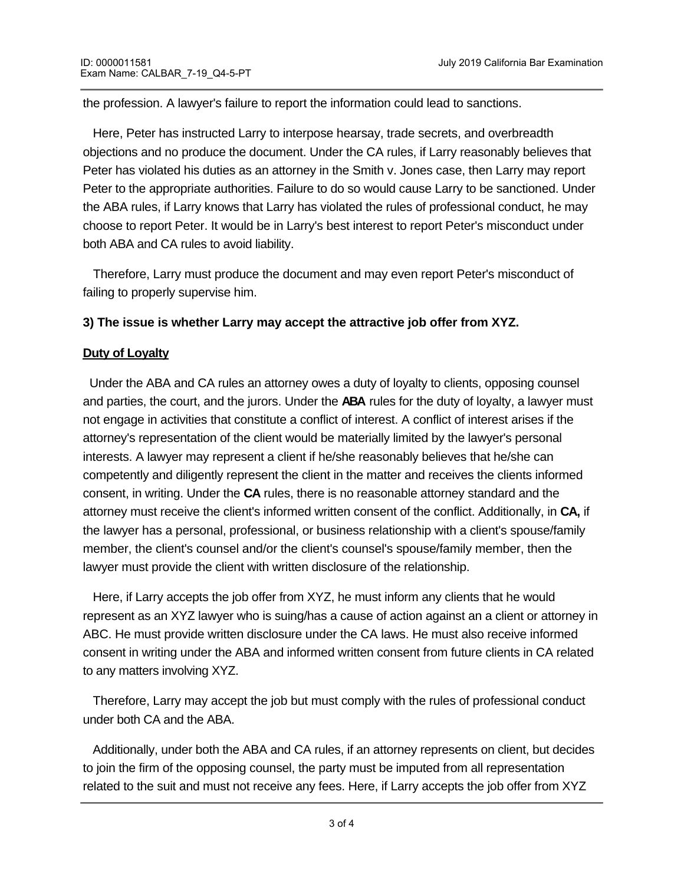the profession. A lawyer's failure to report the information could lead to sanctions.

Here, Peter has instructed Larry to interpose hearsay, trade secrets, and overbreadth objections and no produce the document. Under the CA rules, if Larry reasonably believes that Peter has violated his duties as an attorney in the Smith v. Jones case, then Larry may report Peter to the appropriate authorities. Failure to do so would cause Larry to be sanctioned. Under the ABA rules, if Larry knows that Larry has violated the rules of professional conduct, he may choose to report Peter. It would be in Larry's best interest to report Peter's misconduct under both ABA and CA rules to avoid liability.

Therefore, Larry must produce the document and may even report Peter's misconduct of failing to properly supervise him.

**3) The issue is whether Larry may accept the attractive job offer from XYZ.**

**Duty of Loyalty**

Under the ABA and CA rules an attorney owes a duty of loyalty to clients, opposing counsel and parties, the court, and the jurors. Under the **ABA** rules for the duty of loyalty, a lawyer must not engage in activities that constitute a conflict of interest. A conflict of interest arises if the attorney's representation of the client would be materially limited by the lawyer's personal interests. A lawyer may represent a client if he/she reasonably believes that he/she can competently and diligently represent the client in the matter and receives the clients informed consent, in writing. Under the **CA** rules, there is no reasonable attorney standard and the attorney must receive the client's informed written consent of the conflict. Additionally, in **CA,** if the lawyer has a personal, professional, or business relationship with a client's spouse/family member, the client's counsel and/or the client's counsel's spouse/family member, then the lawyer must provide the client with written disclosure of the relationship.

Here, if Larry accepts the job offer from XYZ, he must inform any clients that he would represent as an XYZ lawyer who is suing/has a cause of action against an a client or attorney in ABC. He must provide written disclosure under the CA laws. He must also receive informed consent in writing under the ABA and informed written consent from future clients in CA related to any matters involving XYZ.

Therefore, Larry may accept the job but must comply with the rules of professional conduct under both CA and the ABA.

Additionally, under both the ABA and CA rules, if an attorney represents on client, but decides to join the firm of the opposing counsel, the party must be imputed from all representation related to the suit and must not receive any fees. Here, if Larry accepts the job offer from XYZ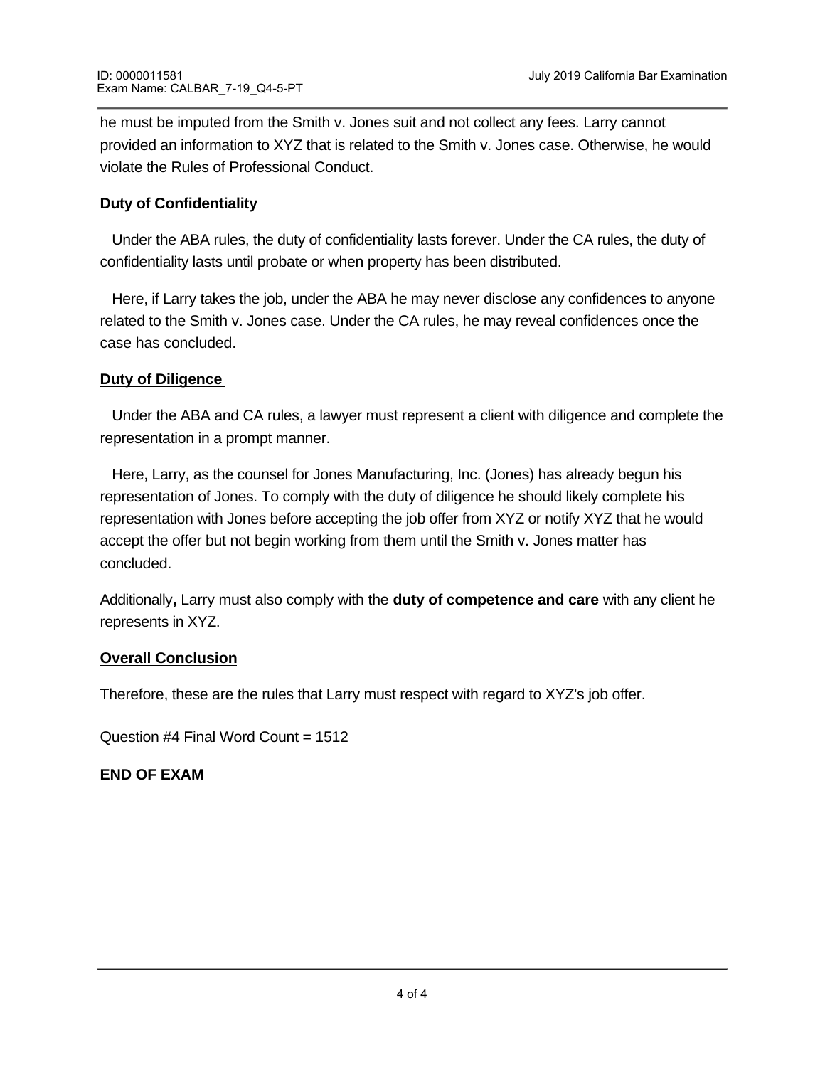he must be imputed from the Smith v. Jones suit and not collect any fees. Larry cannot provided an information to XYZ that is related to the Smith v. Jones case. Otherwise, he would violate the Rules of Professional Conduct.

**Duty of Confidentiality**

Under the ABA rules, the duty of confidentiality lasts forever. Under the CA rules, the duty of confidentiality lasts until probate or when property has been distributed.

Here, if Larry takes the job, under the ABA he may never disclose any confidences to anyone related to the Smith v. Jones case. Under the CA rules, he may reveal confidences once the case has concluded.

**Duty of Diligence**

Under the ABA and CA rules, a lawyer must represent a client with diligence and complete the representation in a prompt manner.

Here, Larry, as the counsel for Jones Manufacturing, Inc. (Jones) has already begun his representation of Jones. To comply with the duty of diligence he should likely complete his representation with Jones before accepting the job offer from XYZ or notify XYZ that he would accept the offer but not begin working from them until the Smith v. Jones matter has concluded.

Additionally**,** Larry must also comply with the **duty of competence and care** with any client he represents in XYZ.

**Overall Conclusion**

Therefore, these are the rules that Larry must respect with regard to XYZ's job offer.

Question #4 Final Word Count = 1512

**END OF EXAM**